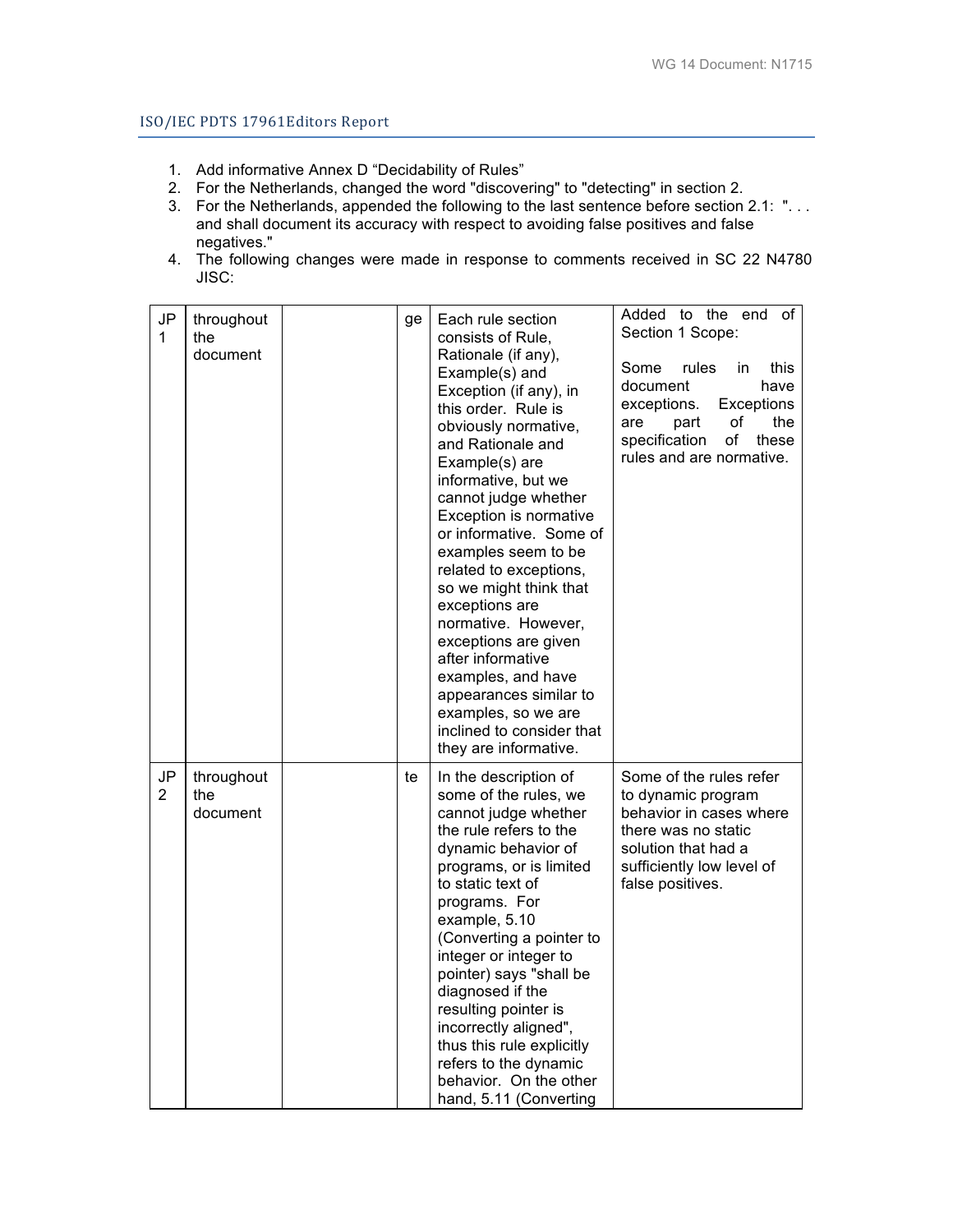## ISO/IEC PDTS 17961Editors Report

1. Add informative Annex D "Decidability of Rules"
2. For the Netherlands, changed the word "discovering" to "detecting" in section 2.
3. For the Netherlands, appended the following to the last sentence before section 2.1: ". . . and shall document its accuracy with respect to avoiding false positives and false negatives."
4. The following changes were made in response to comments received in SC 22 N4780 JISC:

| | | | | | |
|---|---|---|---|---|---|
| JP 1 | throughout the document | | ge | Each rule section consists of Rule, Rationale (if any), Example(s) and Exception (if any), in this order. Rule is obviously normative, and Rationale and Example(s) are informative, but we cannot judge whether Exception is normative or informative. Some of examples seem to be related to exceptions, so we might think that exceptions are normative. However, exceptions are given after informative examples, and have appearances similar to examples, so we are inclined to consider that they are informative. | Added to the end of Section 1 Scope:<br><br>Some rules in this document have exceptions. Exceptions are part of the specification of these rules and are normative. |
| JP 2 | throughout the document | | te | In the description of some of the rules, we cannot judge whether the rule refers to the dynamic behavior of programs, or is limited to static text of programs. For example, 5.10 (Converting a pointer to integer or integer to pointer) says "shall be diagnosed if the resulting pointer is incorrectly aligned", thus this rule explicitly refers to the dynamic behavior. On the other hand, 5.11 (Converting | Some of the rules refer to dynamic program behavior in cases where there was no static solution that had a sufficiently low level of false positives. |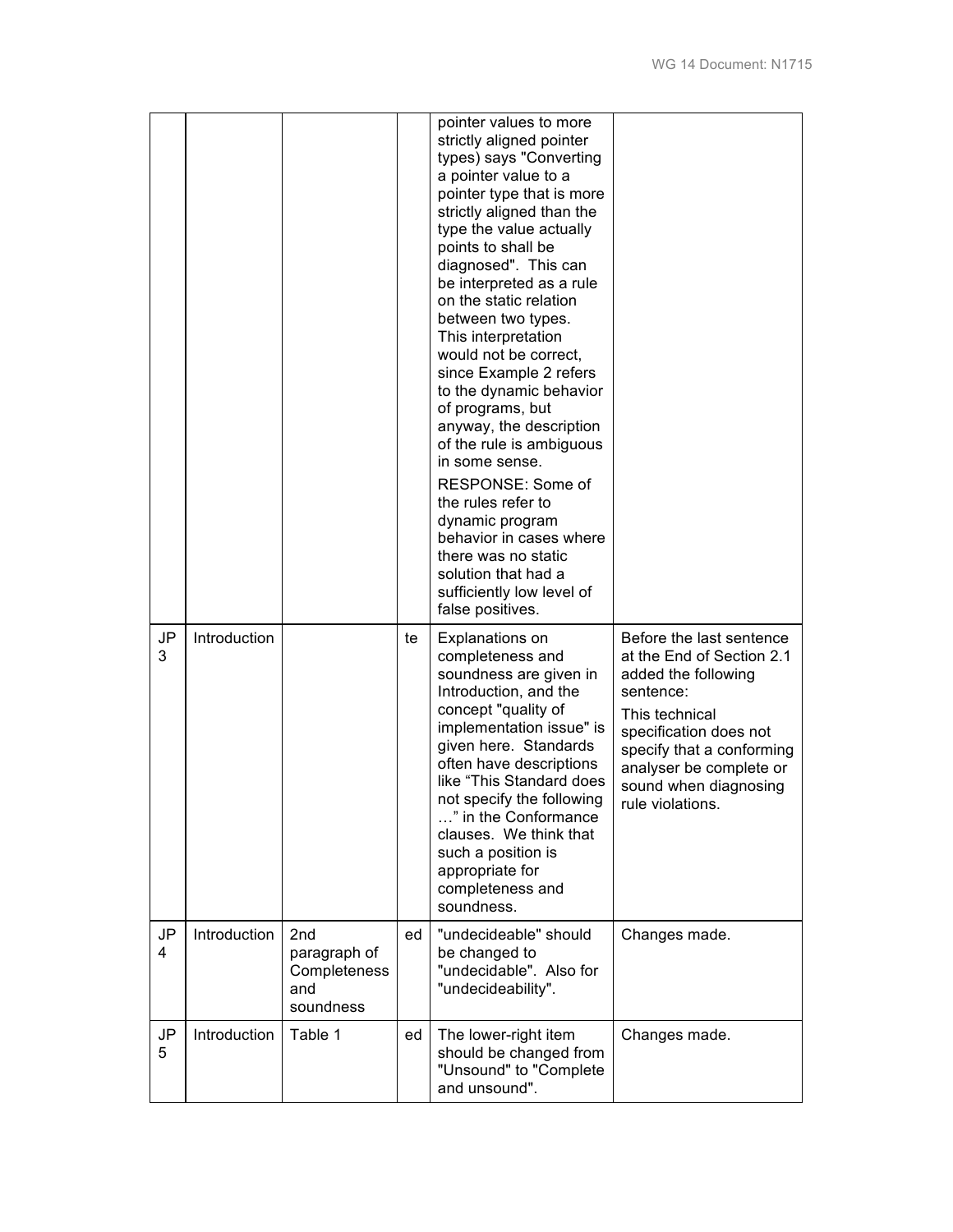| | | | | pointer values to more strictly aligned pointer types) says "Converting a pointer value to a pointer type that is more strictly aligned than the type the value actually points to shall be diagnosed". This can be interpreted as a rule on the static relation between two types. This interpretation would not be correct, since Example 2 refers to the dynamic behavior of programs, but anyway, the description of the rule is ambiguous in some sense.<br><br>RESPONSE: Some of the rules refer to dynamic program behavior in cases where there was no static solution that had a sufficiently low level of false positives. | |
|---|---|---|---|---|---|
| JP 3 | Introduction | | te | Explanations on completeness and soundness are given in Introduction, and the concept "quality of implementation issue" is given here. Standards often have descriptions like "This Standard does not specify the following …" in the Conformance clauses. We think that such a position is appropriate for completeness and soundness. | Before the last sentence at the End of Section 2.1 added the following sentence:<br><br>This technical specification does not specify that a conforming analyser be complete or sound when diagnosing rule violations. |
| JP 4 | Introduction | 2nd paragraph of Completeness and soundness | ed | "undecideable" should be changed to "undecidable". Also for "undecideability". | Changes made. |
| JP 5 | Introduction | Table 1 | ed | The lower-right item should be changed from "Unsound" to "Complete and unsound". | Changes made. |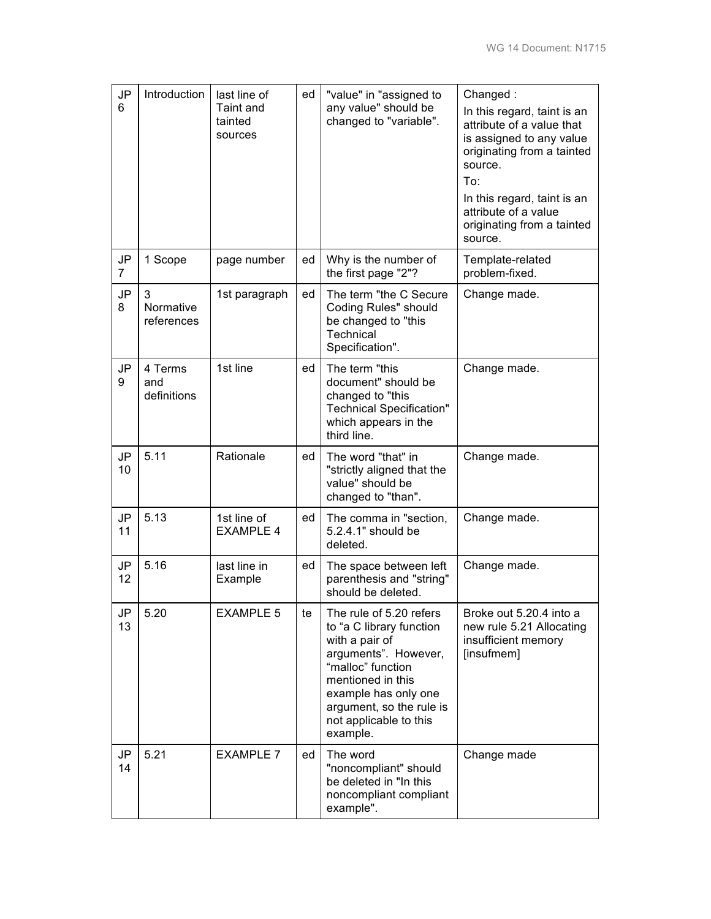| JP 6 | Introduction | last line of Taint and tainted sources | ed | "value" in "assigned to any value" should be changed to "variable". | Changed :<br>In this regard, taint is an attribute of a value that is assigned to any value originating from a tainted source.<br>To:<br>In this regard, taint is an attribute of a value originating from a tainted source. |
|---|---|---|---|---|---|
| JP 7 | 1 Scope | page number | ed | Why is the number of the first page "2"? | Template-related problem-fixed. |
| JP 8 | 3 Normative references | 1st paragraph | ed | The term "the C Secure Coding Rules" should be changed to "this Technical Specification". | Change made. |
| JP 9 | 4 Terms and definitions | 1st line | ed | The term "this document" should be changed to "this Technical Specification" which appears in the third line. | Change made. |
| JP 10 | 5.11 | Rationale | ed | The word "that" in "strictly aligned that the value" should be changed to "than". | Change made. |
| JP 11 | 5.13 | 1st line of EXAMPLE 4 | ed | The comma in "section, 5.2.4.1" should be deleted. | Change made. |
| JP 12 | 5.16 | last line in Example | ed | The space between left parenthesis and "string" should be deleted. | Change made. |
| JP 13 | 5.20 | EXAMPLE 5 | te | The rule of 5.20 refers to "a C library function with a pair of arguments". However, "malloc" function mentioned in this example has only one argument, so the rule is not applicable to this example. | Broke out 5.20.4 into a new rule 5.21 Allocating insufficient memory [insufmem] |
| JP 14 | 5.21 | EXAMPLE 7 | ed | The word "noncompliant" should be deleted in "In this noncompliant compliant example". | Change made |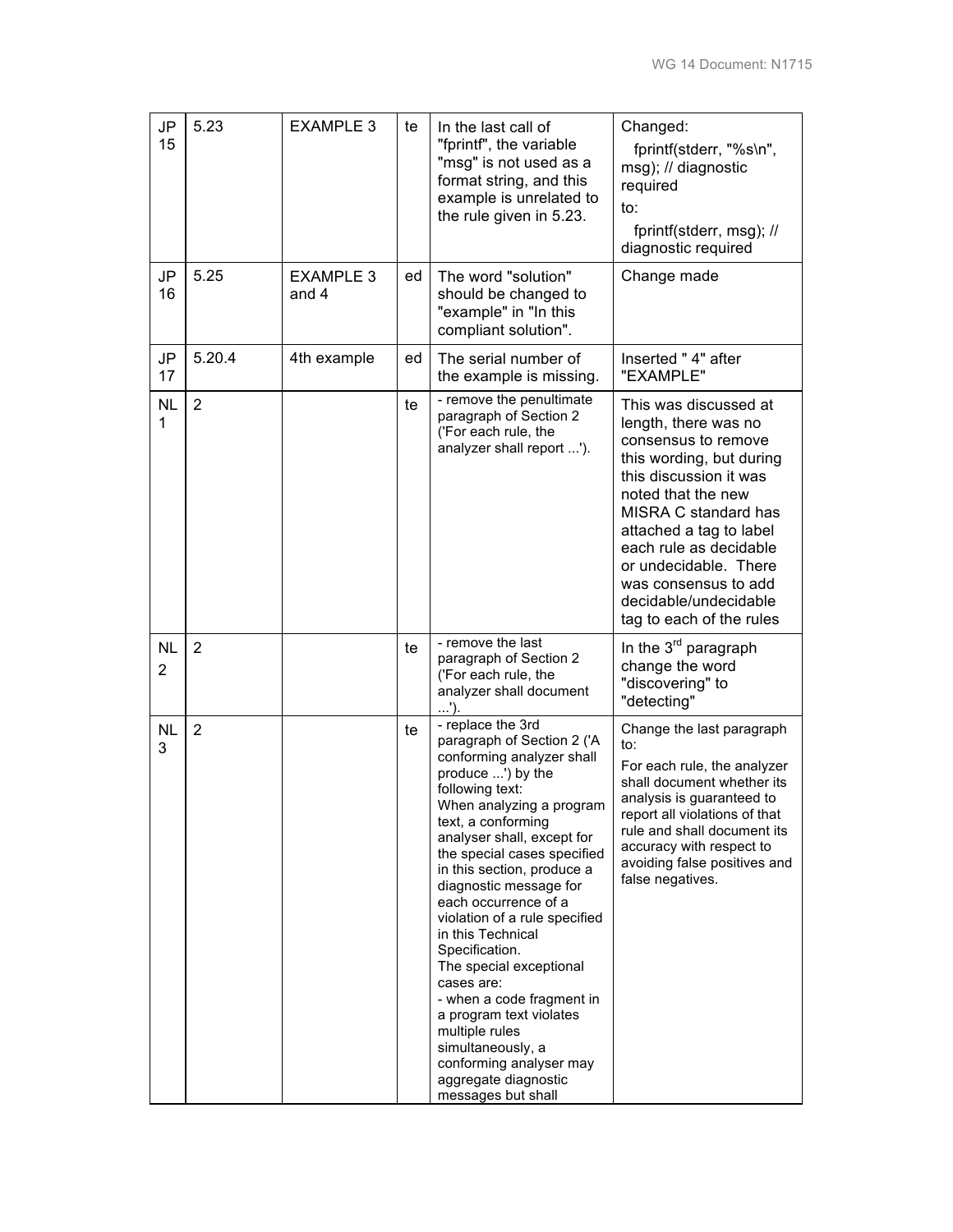| JP 15 | 5.23 | EXAMPLE 3 | te | In the last call of "fprintf", the variable "msg" is not used as a format string, and this example is unrelated to the rule given in 5.23. | Changed: fprintf(stderr, "%s\n", msg); // diagnostic required to: fprintf(stderr, msg); // diagnostic required |
|---|---|---|---|---|---|
| JP 16 | 5.25 | EXAMPLE 3 and 4 | ed | The word "solution" should be changed to "example" in "In this compliant solution". | Change made |
| JP 17 | 5.20.4 | 4th example | ed | The serial number of the example is missing. | Inserted " 4" after "EXAMPLE" |
| NL 1 | 2 | | te | - remove the penultimate paragraph of Section 2 ('For each rule, the analyzer shall report ...'). | This was discussed at length, there was no consensus to remove this wording, but during this discussion it was noted that the new MISRA C standard has attached a tag to label each rule as decidable or undecidable. There was consensus to add decidable/undecidable tag to each of the rules |
| NL 2 | 2 | | te | - remove the last paragraph of Section 2 ('For each rule, the analyzer shall document ...'). | In the 3rd paragraph change the word "discovering" to "detecting" |
| NL 3 | 2 | | te | - replace the 3rd paragraph of Section 2 ('A conforming analyzer shall produce ...') by the following text: When analyzing a program text, a conforming analyser shall, except for the special cases specified in this section, produce a diagnostic message for each occurrence of a violation of a rule specified in this Technical Specification. The special exceptional cases are: - when a code fragment in a program text violates multiple rules simultaneously, a conforming analyser may aggregate diagnostic messages but shall | Change the last paragraph to: For each rule, the analyzer shall document whether its analysis is guaranteed to report all violations of that rule and shall document its accuracy with respect to avoiding false positives and false negatives. |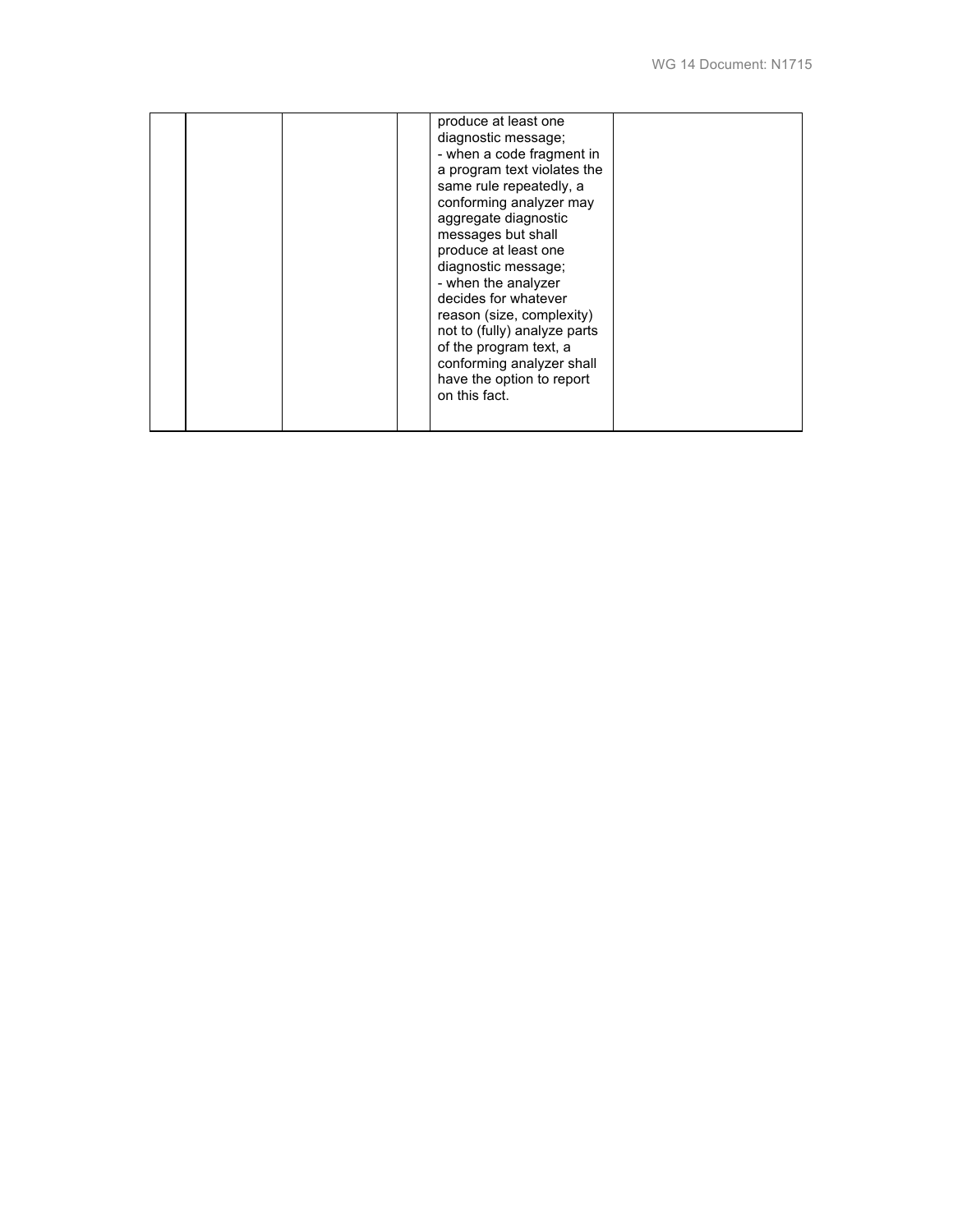| | | | | | |
|---|---|---|---|---|---|
| | | | | produce at least one diagnostic message;<br>- when a code fragment in a program text violates the same rule repeatedly, a conforming analyzer may aggregate diagnostic messages but shall produce at least one diagnostic message;<br>- when the analyzer decides for whatever reason (size, complexity) not to (fully) analyze parts of the program text, a conforming analyzer shall have the option to report on this fact. | |